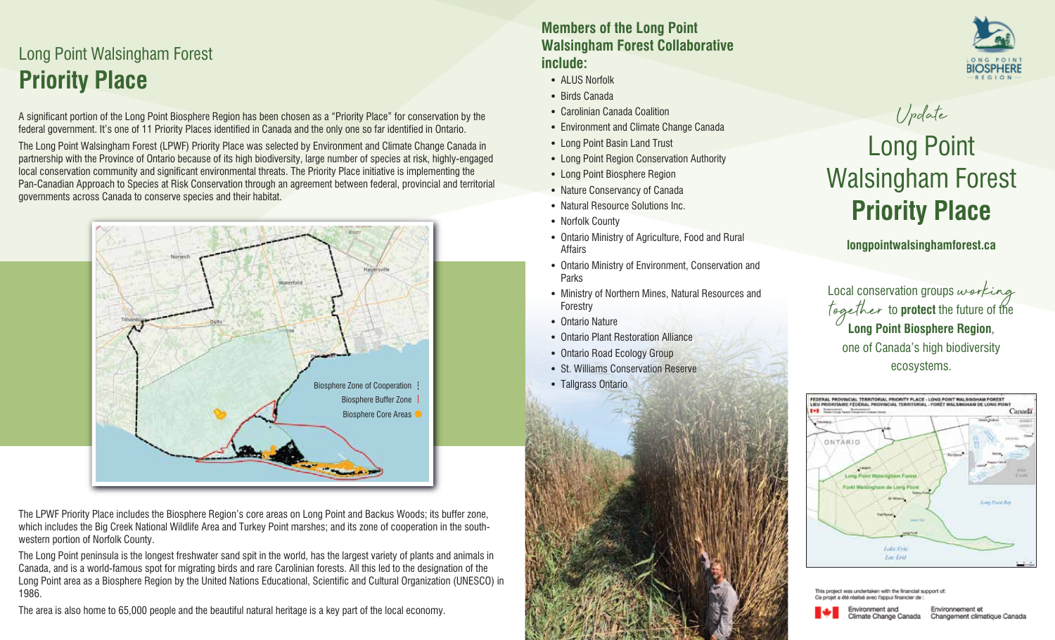## Long Point Walsingham Forest
# Priority Place

A significant portion of the Long Point Biosphere Region has been chosen as a "Priority Place" for conservation by the federal government. It's one of 11 Priority Places identified in Canada and the only one so far identified in Ontario.

The Long Point Walsingham Forest (LPWF) Priority Place was selected by Environment and Climate Change Canada in partnership with the Province of Ontario because of its high biodiversity, large number of species at risk, highly-engaged local conservation community and significant environmental threats. The Priority Place initiative is implementing the Pan-Canadian Approach to Species at Risk Conservation through an agreement between federal, provincial and territorial governments across Canada to conserve species and their habitat.

Biosphere Zone of Cooperation
Biosphere Buffer Zone
Biosphere Core Areas

The LPWF Priority Place includes the Biosphere Region's core areas on Long Point and Backus Woods; its buffer zone, which includes the Big Creek National Wildlife Area and Turkey Point marshes; and its zone of cooperation in the south-western portion of Norfolk County.

The Long Point peninsula is the longest freshwater sand spit in the world, has the largest variety of plants and animals in Canada, and is a world-famous spot for migrating birds and rare Carolinian forests. All this led to the designation of the Long Point area as a Biosphere Region by the United Nations Educational, Scientific and Cultural Organization (UNESCO) in 1986.

The area is also home to 65,000 people and the beautiful natural heritage is a key part of the local economy.

### Members of the Long Point Walsingham Forest Collaborative include:

- ALUS Norfolk
- Birds Canada
- Carolinian Canada Coalition
- Environment and Climate Change Canada
- Long Point Basin Land Trust
- Long Point Region Conservation Authority
- Long Point Biosphere Region
- Nature Conservancy of Canada
- Natural Resource Solutions Inc.
- Norfolk County
- Ontario Ministry of Agriculture, Food and Rural Affairs
- Ontario Ministry of Environment, Conservation and Parks
- Ministry of Northern Mines, Natural Resources and Forestry
- Ontario Nature
- Ontario Plant Restoration Alliance
- Ontario Road Ecology Group
- St. Williams Conservation Reserve
- Tallgrass Ontario

LONG POINT BIOSPHERE REGION

*Update*

# Long Point Walsingham Forest **Priority Place**

**longpointwalsinghamforest.ca**

Local conservation groups *working together* to **protect** the future of the **Long Point Biosphere Region**, one of Canada's high biodiversity ecosystems.

FEDERAL PROVINCIAL TERRITORIAL PRIORITY PLACE - LONG POINT WALSINGHAM FOREST
LIEU PRIORITAIRE FÉDÉRAL PROVINCIAL TERRITORIAL - FORÊT WALSINGHAM DE LONG POINT

This project was undertaken with the financial support of:
Ce projet a été réalisé avec l'appui financier de :

Environment and Climate Change Canada — Environnement et Changement climatique Canada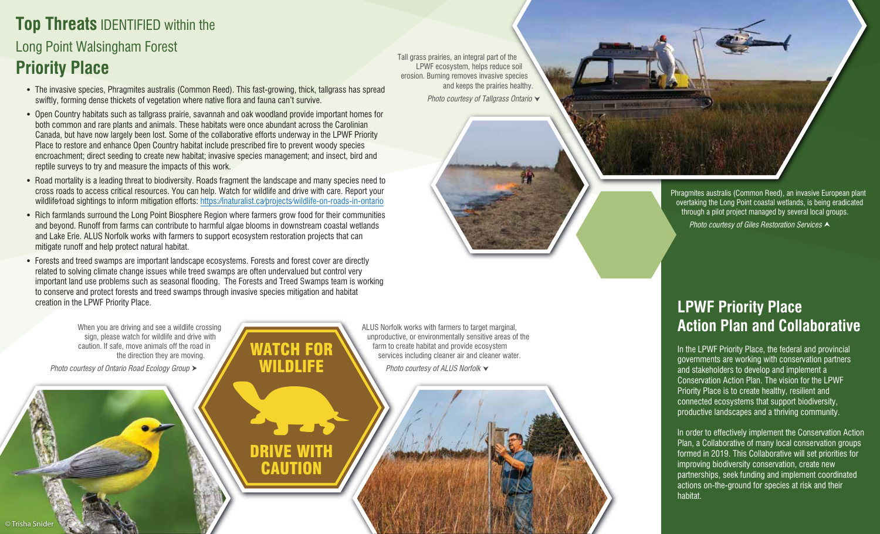# Top Threats IDENTIFIED within the Long Point Walsingham Forest Priority Place

- The invasive species, Phragmites australis (Common Reed). This fast-growing, thick, tallgrass has spread swiftly, forming dense thickets of vegetation where native flora and fauna can't survive.
- Open Country habitats such as tallgrass prairie, savannah and oak woodland provide important homes for both common and rare plants and animals. These habitats were once abundant across the Carolinian Canada, but have now largely been lost. Some of the collaborative efforts underway in the LPWF Priority Place to restore and enhance Open Country habitat include prescribed fire to prevent woody species encroachment; direct seeding to create new habitat; invasive species management; and insect, bird and reptile surveys to try and measure the impacts of this work.
- Road mortality is a leading threat to biodiversity. Roads fragment the landscape and many species need to cross roads to access critical resources. You can help. Watch for wildlife and drive with care. Report your wildlife/road sightings to inform mitigation efforts: https://inaturalist.ca/projects/wildlife-on-roads-in-ontario
- Rich farmlands surround the Long Point Biosphere Region where farmers grow food for their communities and beyond. Runoff from farms can contribute to harmful algae blooms in downstream coastal wetlands and Lake Erie. ALUS Norfolk works with farmers to support ecosystem restoration projects that can mitigate runoff and help protect natural habitat.
- Forests and treed swamps are important landscape ecosystems. Forests and forest cover are directly related to solving climate change issues while treed swamps are often undervalued but control very important land use problems such as seasonal flooding. The Forests and Treed Swamps team is working to conserve and protect forests and treed swamps through invasive species mitigation and habitat creation in the LPWF Priority Place.

Tall grass prairies, an integral part of the LPWF ecosystem, helps reduce soil erosion. Burning removes invasive species and keeps the prairies healthy.

*Photo courtesy of Tallgrass Ontario*

Phragmites australis (Common Reed), an invasive European plant overtaking the Long Point coastal wetlands, is being eradicated through a pilot project managed by several local groups.

*Photo courtesy of Giles Restoration Services*

When you are driving and see a wildlife crossing sign, please watch for wildlife and drive with caution. If safe, move animals off the road in the direction they are moving.

*Photo courtesy of Ontario Road Ecology Group*

WATCH FOR WILDLIFE

DRIVE WITH CAUTION

ALUS Norfolk works with farmers to target marginal, unproductive, or environmentally sensitive areas of the farm to create habitat and provide ecosystem services including cleaner air and cleaner water.

*Photo courtesy of ALUS Norfolk*

© Trisha Snider

## LPWF Priority Place Action Plan and Collaborative

In the LPWF Priority Place, the federal and provincial governments are working with conservation partners and stakeholders to develop and implement a Conservation Action Plan. The vision for the LPWF Priority Place is to create healthy, resilient and connected ecosystems that support biodiversity, productive landscapes and a thriving community.

In order to effectively implement the Conservation Action Plan, a Collaborative of many local conservation groups formed in 2019. This Collaborative will set priorities for improving biodiversity conservation, create new partnerships, seek funding and implement coordinated actions on-the-ground for species at risk and their habitat.